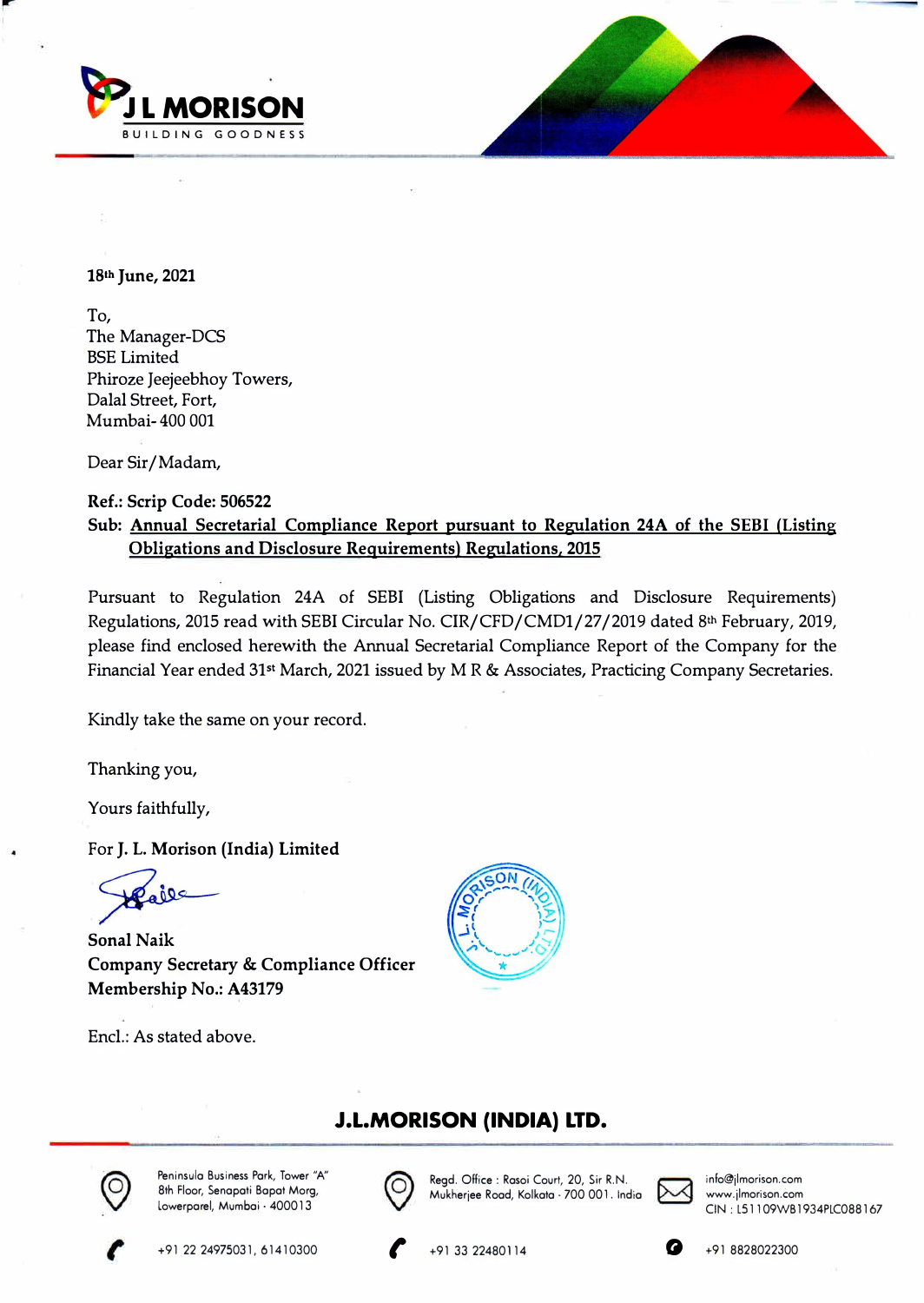**J L MORISON**

BUILDING GOODNESS

**18th June, 2021**

To,
The Manager-DCS
BSE Limited
Phiroze Jeejeebhoy Towers,
Dalal Street, Fort,
Mumbai- 400 001

Dear Sir/Madam,

**Ref.: Scrip Code: 506522**

**Sub: Annual Secretarial Compliance Report pursuant to Regulation 24A of the SEBI (Listing Obligations and Disclosure Requirements) Regulations, 2015**

Pursuant to Regulation 24A of SEBI (Listing Obligations and Disclosure Requirements) Regulations, 2015 read with SEBI Circular No. CIR/CFD/CMD1/27/2019 dated 8th February, 2019, please find enclosed herewith the Annual Secretarial Compliance Report of the Company for the Financial Year ended 31st March, 2021 issued by M R & Associates, Practicing Company Secretaries.

Kindly take the same on your record.

Thanking you,

Yours faithfully,

For **J. L. Morison (India) Limited**

**Sonal Naik**
**Company Secretary & Compliance Officer**
**Membership No.: A43179**

Encl.: As stated above.

**J.L.MORISON (INDIA) LTD.**

Peninsula Business Park, Tower "A" 8th Floor, Senapati Bapat Marg, Lowerparel, Mumbai - 400013

Regd. Office : Rasoi Court, 20, Sir R.N. Mukherjee Road, Kolkata - 700 001. India

info@jlmorison.com
www.jlmorison.com
CIN : L51109WB1934PLC088167

+91 22 24975031, 61410300

+91 33 22480114

+91 8828022300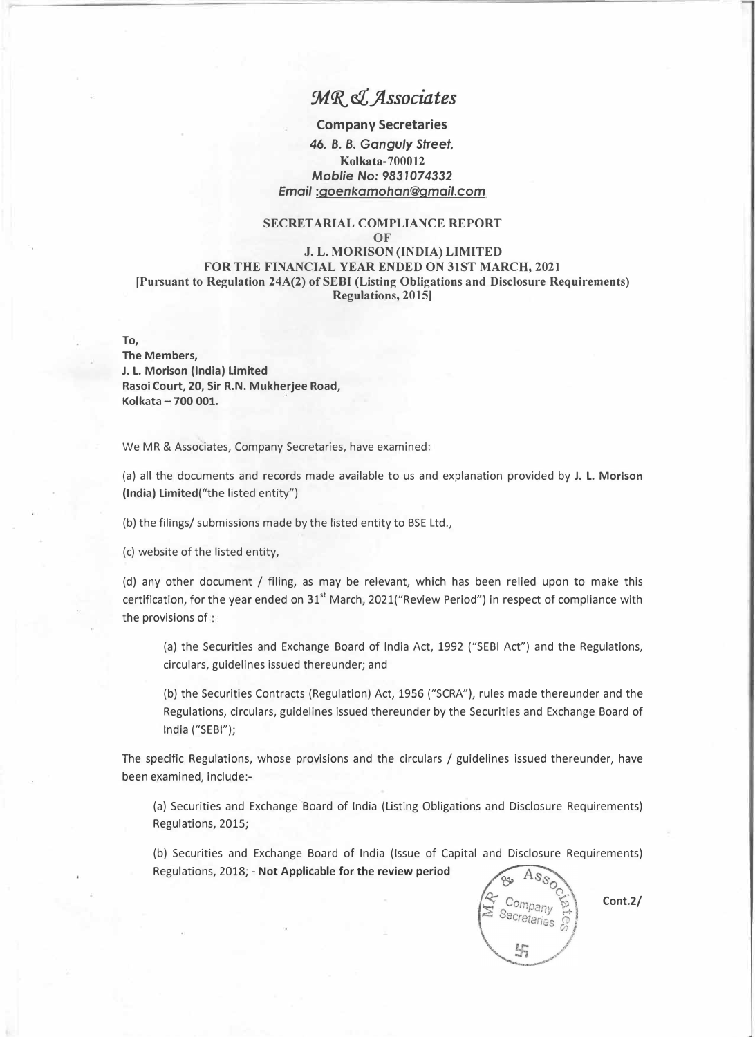# *MR & Associates*

**Company Secretaries**

*46, B. B. Ganguly Street,*
Kolkata-700012
*Moblie No: 9831074332*
*Email :goenkamohan@gmail.com*

**SECRETARIAL COMPLIANCE REPORT**
**OF**
**J. L. MORISON (INDIA) LIMITED**
**FOR THE FINANCIAL YEAR ENDED ON 31ST MARCH, 2021**
**[Pursuant to Regulation 24A(2) of SEBI (Listing Obligations and Disclosure Requirements) Regulations, 2015]**

To,
**The Members,**
**J. L. Morison (India) Limited**
**Rasoi Court, 20, Sir R.N. Mukherjee Road,**
**Kolkata – 700 001.**

We MR & Associates, Company Secretaries, have examined:

(a) all the documents and records made available to us and explanation provided by **J. L. Morison (India) Limited**("the listed entity")

(b) the filings/ submissions made by the listed entity to BSE Ltd.,

(c) website of the listed entity,

(d) any other document / filing, as may be relevant, which has been relied upon to make this certification, for the year ended on 31st March, 2021("Review Period") in respect of compliance with the provisions of :

(a) the Securities and Exchange Board of India Act, 1992 ("SEBI Act") and the Regulations, circulars, guidelines issued thereunder; and

(b) the Securities Contracts (Regulation) Act, 1956 ("SCRA"), rules made thereunder and the Regulations, circulars, guidelines issued thereunder by the Securities and Exchange Board of India ("SEBI");

The specific Regulations, whose provisions and the circulars / guidelines issued thereunder, have been examined, include:-

(a) Securities and Exchange Board of India (Listing Obligations and Disclosure Requirements) Regulations, 2015;

(b) Securities and Exchange Board of India (Issue of Capital and Disclosure Requirements) Regulations, 2018; - **Not Applicable for the review period**

**Cont.2/**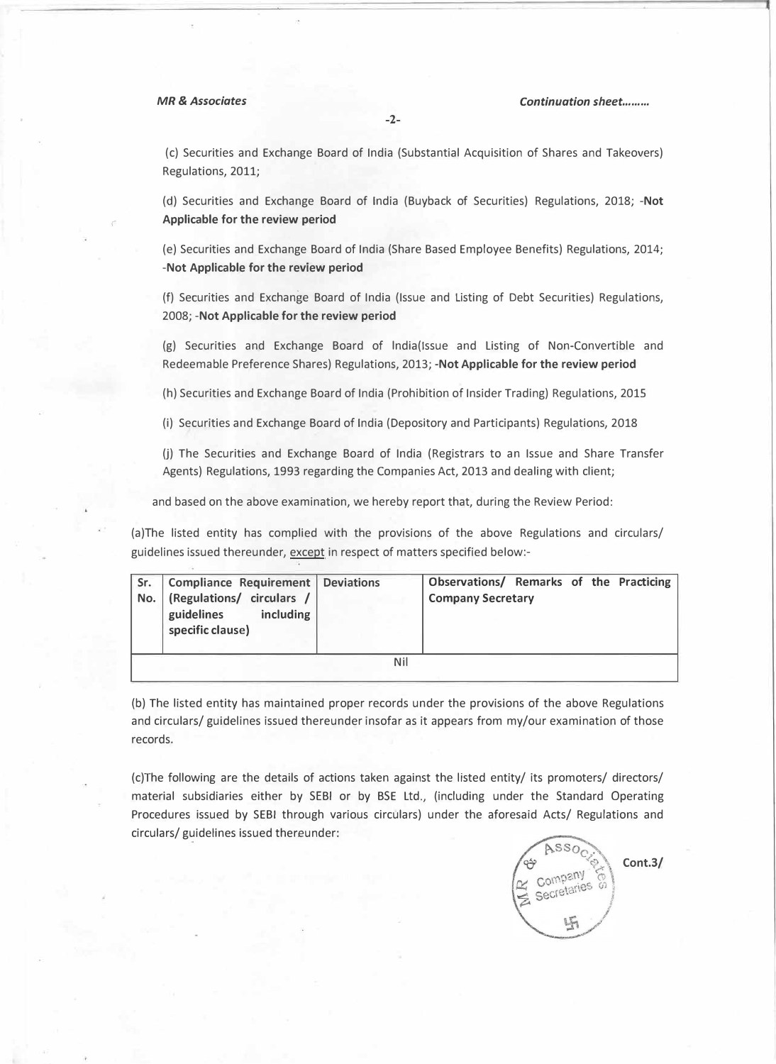(c) Securities and Exchange Board of India (Substantial Acquisition of Shares and Takeovers) Regulations, 2011;

(d) Securities and Exchange Board of India (Buyback of Securities) Regulations, 2018; -**Not Applicable for the review period**

(e) Securities and Exchange Board of India (Share Based Employee Benefits) Regulations, 2014; -**Not Applicable for the review period**

(f) Securities and Exchange Board of India (Issue and Listing of Debt Securities) Regulations, 2008; -**Not Applicable for the review period**

(g) Securities and Exchange Board of India(Issue and Listing of Non-Convertible and Redeemable Preference Shares) Regulations, 2013; -**Not Applicable for the review period**

(h) Securities and Exchange Board of India (Prohibition of Insider Trading) Regulations, 2015

(i) Securities and Exchange Board of India (Depository and Participants) Regulations, 2018

(j) The Securities and Exchange Board of India (Registrars to an Issue and Share Transfer Agents) Regulations, 1993 regarding the Companies Act, 2013 and dealing with client;

and based on the above examination, we hereby report that, during the Review Period:

(a)The listed entity has complied with the provisions of the above Regulations and circulars/ guidelines issued thereunder, except in respect of matters specified below:-

| Sr. No. | Compliance Requirement (Regulations/ circulars / guidelines including specific clause) | Deviations | Observations/ Remarks of the Practicing Company Secretary |
|---|---|---|---|
| | | Nil | |

(b) The listed entity has maintained proper records under the provisions of the above Regulations and circulars/ guidelines issued thereunder insofar as it appears from my/our examination of those records.

(c)The following are the details of actions taken against the listed entity/ its promoters/ directors/ material subsidiaries either by SEBI or by BSE Ltd., (including under the Standard Operating Procedures issued by SEBI through various circulars) under the aforesaid Acts/ Regulations and circulars/ guidelines issued thereunder:

Cont.3/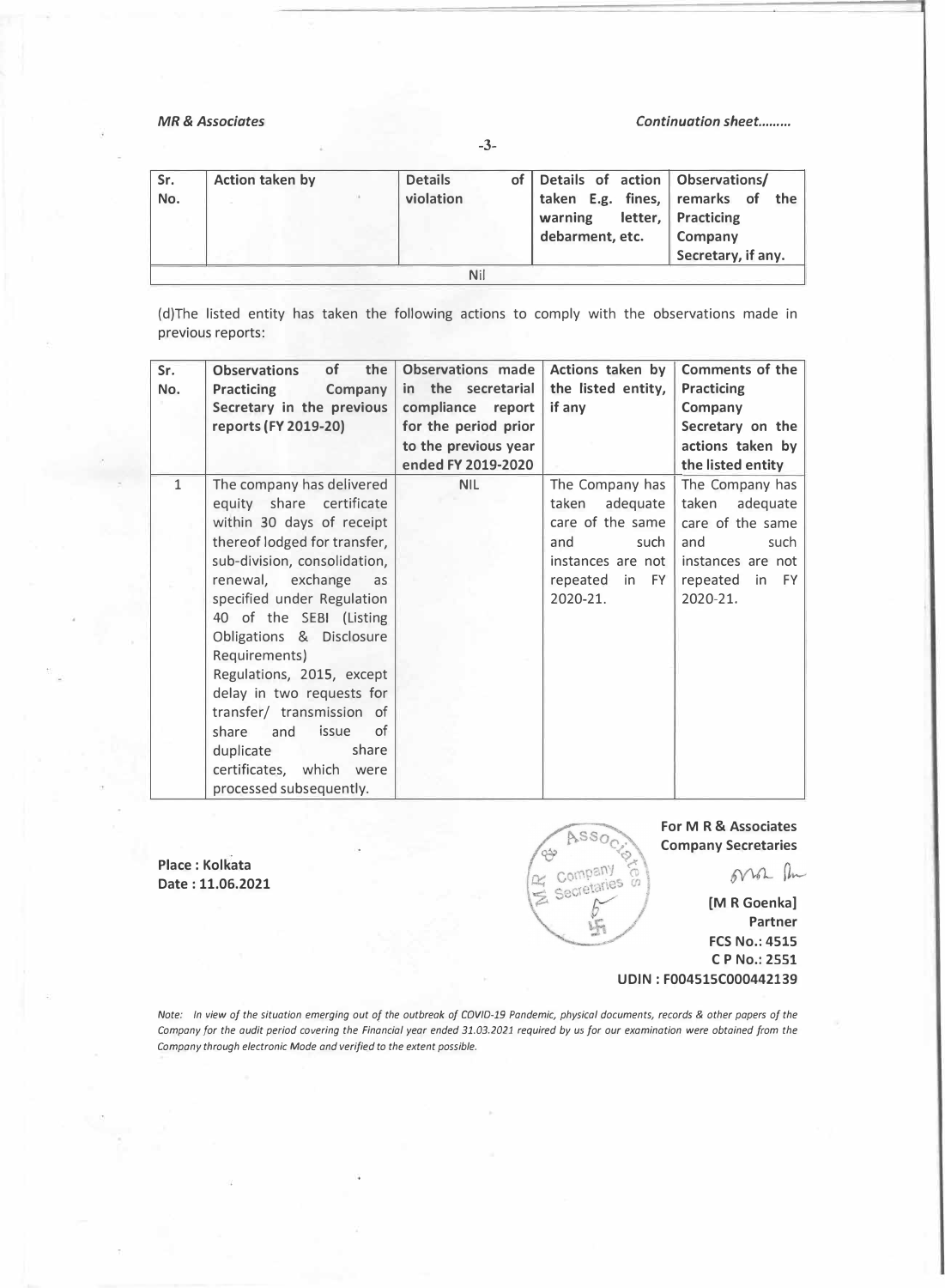*MR & Associates* *Continuation sheet.........*

| Sr. No. | Action taken by | Details of violation | Details of action taken E.g. fines, warning letter, debarment, etc. | Observations/ remarks of the Practicing Company Secretary, if any. |
|---|---|---|---|---|
| Nil | | | | |

(d)The listed entity has taken the following actions to comply with the observations made in previous reports:

| Sr. No. | Observations of the Practicing Company Secretary in the previous reports (FY 2019-20) | Observations made in the secretarial compliance report for the period prior to the previous year ended FY 2019-2020 | Actions taken by the listed entity, if any | Comments of the Practicing Company Secretary on the actions taken by the listed entity |
|---|---|---|---|---|
| 1 | The company has delivered equity share certificate within 30 days of receipt thereof lodged for transfer, sub-division, consolidation, renewal, exchange as specified under Regulation 40 of the SEBI (Listing Obligations & Disclosure Requirements) Regulations, 2015, except delay in two requests for transfer/ transmission of share and issue of duplicate share certificates, which were processed subsequently. | NIL | The Company has taken adequate care of the same and such instances are not repeated in FY 2020-21. | The Company has taken adequate care of the same and such instances are not repeated in FY 2020-21. |

**Place : Kolkata**
**Date : 11.06.2021**

**For M R & Associates**
**Company Secretaries**

**[M R Goenka]**
**Partner**
**FCS No.: 4515**
**C P No.: 2551**
**UDIN : F004515C000442139**

*Note: In view of the situation emerging out of the outbreak of COVID-19 Pandemic, physical documents, records & other papers of the Company for the audit period covering the Financial year ended 31.03.2021 required by us for our examination were obtained from the Company through electronic Mode and verified to the extent possible.*